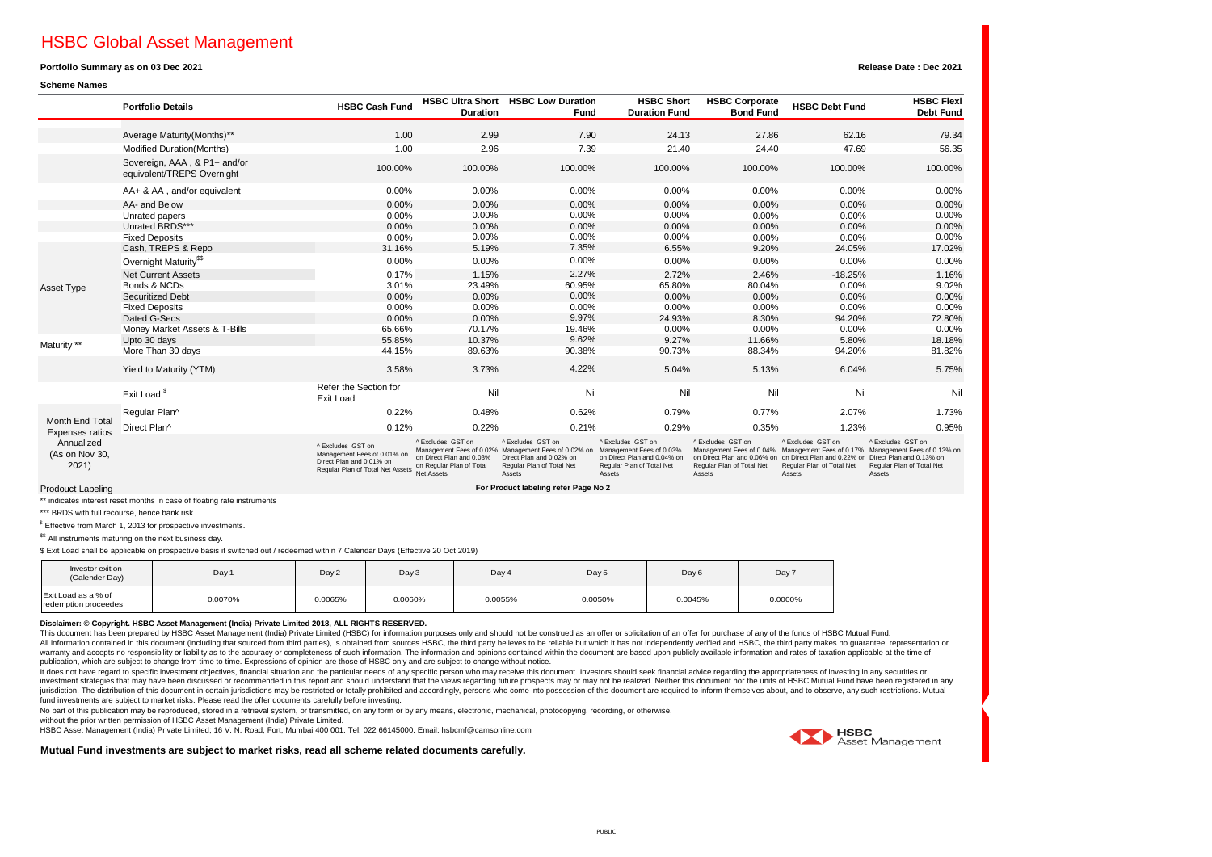# HSBC Global Asset Management

**Portfolio Summary as on 03 Dec 2021**

**Release Date : Dec 2021**

**Scheme Names**

| | Portfolio Details | HSBC Cash Fund | HSBC Ultra Short Duration | HSBC Low Duration Fund | HSBC Short Duration Fund | HSBC Corporate Bond Fund | HSBC Debt Fund | HSBC Flexi Debt Fund |
|---|---|---|---|---|---|---|---|---|
| | Average Maturity(Months)** | 1.00 | 2.99 | 7.90 | 24.13 | 27.86 | 62.16 | 79.34 |
| | Modified Duration(Months) | 1.00 | 2.96 | 7.39 | 21.40 | 24.40 | 47.69 | 56.35 |
| | Sovereign, AAA , & P1+ and/or equivalent/TREPS Overnight | 100.00% | 100.00% | 100.00% | 100.00% | 100.00% | 100.00% | 100.00% |
| | AA+ & AA , and/or equivalent | 0.00% | 0.00% | 0.00% | 0.00% | 0.00% | 0.00% | 0.00% |
| | AA- and Below | 0.00% | 0.00% | 0.00% | 0.00% | 0.00% | 0.00% | 0.00% |
| | Unrated papers | 0.00% | 0.00% | 0.00% | 0.00% | 0.00% | 0.00% | 0.00% |
| | Unrated BRDS*** | 0.00% | 0.00% | 0.00% | 0.00% | 0.00% | 0.00% | 0.00% |
| | Fixed Deposits | 0.00% | 0.00% | 0.00% | 0.00% | 0.00% | 0.00% | 0.00% |
| Asset Type | Cash, TREPS & Repo | 31.16% | 5.19% | 7.35% | 6.55% | 9.20% | 24.05% | 17.02% |
| | Overnight Maturity$$ | 0.00% | 0.00% | 0.00% | 0.00% | 0.00% | 0.00% | 0.00% |
| | Net Current Assets | 0.17% | 1.15% | 2.27% | 2.72% | 2.46% | -18.25% | 1.16% |
| | Bonds & NCDs | 3.01% | 23.49% | 60.95% | 65.80% | 80.04% | 0.00% | 9.02% |
| | Securitized Debt | 0.00% | 0.00% | 0.00% | 0.00% | 0.00% | 0.00% | 0.00% |
| | Fixed Deposits | 0.00% | 0.00% | 0.00% | 0.00% | 0.00% | 0.00% | 0.00% |
| | Dated G-Secs | 0.00% | 0.00% | 9.97% | 24.93% | 8.30% | 94.20% | 72.80% |
| | Money Market Assets & T-Bills | 65.66% | 70.17% | 19.46% | 0.00% | 0.00% | 0.00% | 0.00% |
| Maturity ** | Upto 30 days | 55.85% | 10.37% | 9.62% | 9.27% | 11.66% | 5.80% | 18.18% |
| | More Than 30 days | 44.15% | 89.63% | 90.38% | 90.73% | 88.34% | 94.20% | 81.82% |
| | Yield to Maturity (YTM) | 3.58% | 3.73% | 4.22% | 5.04% | 5.13% | 6.04% | 5.75% |
| | Exit Load $ | Refer the Section for Exit Load | Nil | Nil | Nil | Nil | Nil | Nil |
| Month End Total Expenses ratios Annualized (As on Nov 30, 2021) | Regular Plan^ | 0.22% | 0.48% | 0.62% | 0.79% | 0.77% | 2.07% | 1.73% |
| | Direct Plan^ | 0.12% | 0.22% | 0.21% | 0.29% | 0.35% | 1.23% | 0.95% |
| | | ^ Excludes GST on Management Fees of 0.01% on Direct Plan and 0.01% on Regular Plan of Total Net Assets | ^ Excludes GST on Management Fees of 0.02% on Direct Plan and 0.03% on Regular Plan of Total Net Assets | ^ Excludes GST on Management Fees of 0.02% on Direct Plan and 0.02% on Regular Plan of Total Net Assets | ^ Excludes GST on Management Fees of 0.03% on Direct Plan and 0.04% on Regular Plan of Total Net Assets | ^ Excludes GST on Management Fees of 0.04% on Direct Plan and 0.06% on Regular Plan of Total Net Assets | ^ Excludes GST on Management Fees of 0.17% on Direct Plan and 0.22% on Regular Plan of Total Net Assets | ^ Excludes GST on Management Fees of 0.13% on Direct Plan and 0.13% on Regular Plan of Total Net Assets |
| Prodouct Labeling | | For Product labeling refer Page No 2 | | | | | | |

** indicates interest reset months in case of floating rate instruments

*** BRDS with full recourse, hence bank risk

$ Effective from March 1, 2013 for prospective investments.

$$ All instruments maturing on the next business day.

$ Exit Load shall be applicable on prospective basis if switched out / redeemed within 7 Calendar Days (Effective 20 Oct 2019)

| Investor exit on (Calender Day) | Day 1 | Day 2 | Day 3 | Day 4 | Day 5 | Day 6 | Day 7 |
|---|---|---|---|---|---|---|---|
| Exit Load as a % of redemption proceedes | 0.0070% | 0.0065% | 0.0060% | 0.0055% | 0.0050% | 0.0045% | 0.0000% |

**Disclaimer: © Copyright. HSBC Asset Management (India) Private Limited 2018, ALL RIGHTS RESERVED.**

This document has been prepared by HSBC Asset Management (India) Private Limited (HSBC) for information purposes only and should not be construed as an offer or solicitation of an offer for purchase of any of the funds of HSBC Mutual Fund. All information contained in this document (including that sourced from third parties), is obtained from sources HSBC, the third party believes to be reliable but which it has not independently verified and HSBC, the third party makes no guarantee, representation or warranty and accepts no responsibility or liability as to the accuracy or completeness of such information. The information and opinions contained within the document are based upon publicly available information and rates of taxation applicable at the time of publication, which are subject to change from time to time. Expressions of opinion are those of HSBC only and are subject to change without notice.

It does not have regard to specific investment objectives, financial situation and the particular needs of any specific person who may receive this document. Investors should seek financial advice regarding the appropriateness of investing in any securities or investment strategies that may have been discussed or recommended in this report and should understand that the views regarding future prospects may or may not be realized. Neither this document nor the units of HSBC Mutual Fund have been registered in any jurisdiction. The distribution of this document in certain jurisdictions may be restricted or totally prohibited and accordingly, persons who come into possession of this document are required to inform themselves about, and to observe, any such restrictions. Mutual fund investments are subject to market risks. Please read the offer documents carefully before investing.

No part of this publication may be reproduced, stored in a retrieval system, or transmitted, on any form or by any means, electronic, mechanical, photocopying, recording, or otherwise, without the prior written permission of HSBC Asset Management (India) Private Limited.

HSBC Asset Management (India) Private Limited; 16 V. N. Road, Fort, Mumbai 400 001. Tel: 022 66145000. Email: hsbcmf@camsonline.com

HSBC Asset Management

**Mutual Fund investments are subject to market risks, read all scheme related documents carefully.**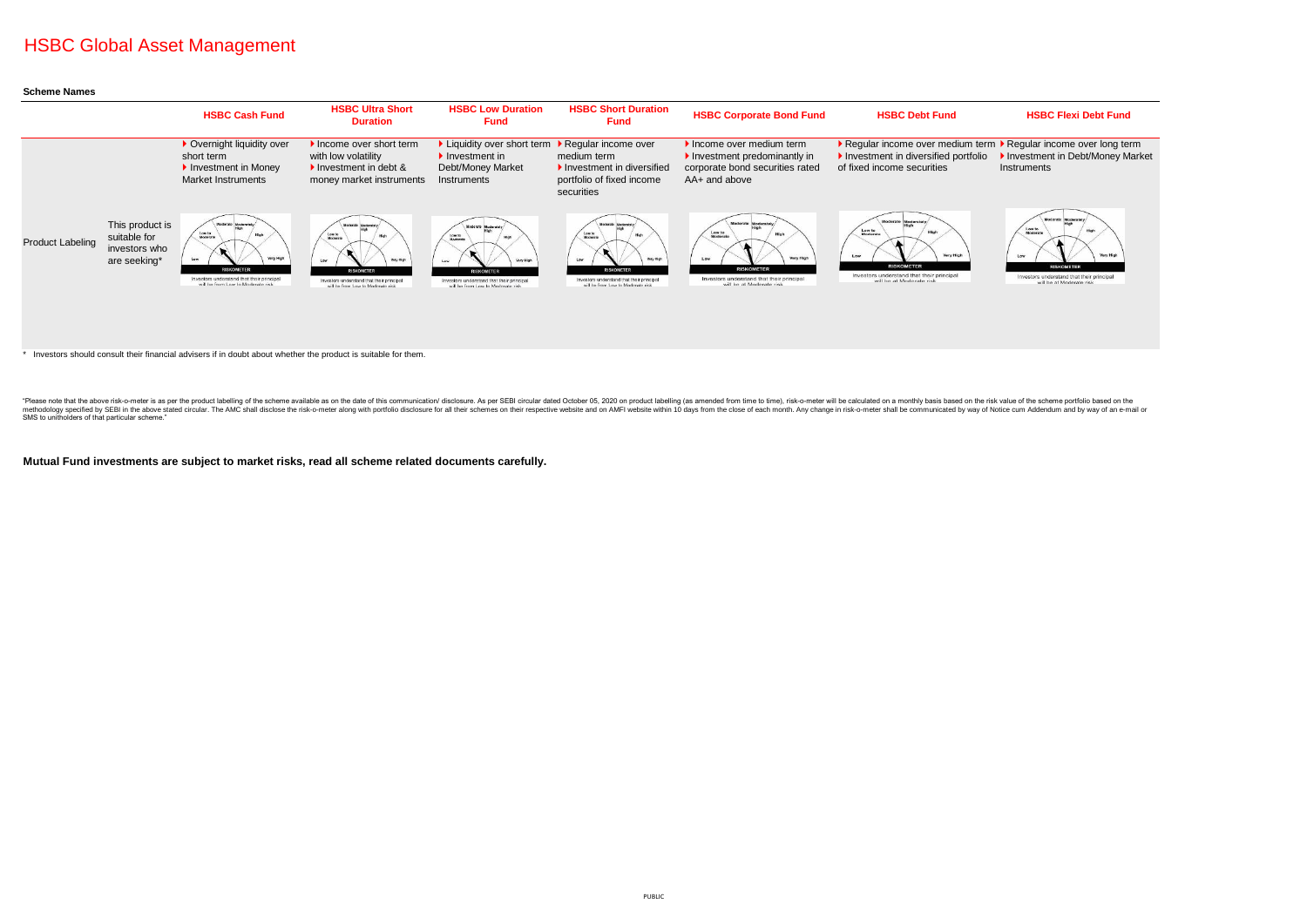# HSBC Global Asset Management

**Scheme Names**

| | | HSBC Cash Fund | HSBC Ultra Short Duration | HSBC Low Duration Fund | HSBC Short Duration Fund | HSBC Corporate Bond Fund | HSBC Debt Fund | HSBC Flexi Debt Fund |
|---|---|---|---|---|---|---|---|---|
| Product Labeling | This product is suitable for investors who are seeking* | ▸ Overnight liquidity over short term<br>▸ Investment in Money Market Instruments | ▸ Income over short term with low volatility<br>▸ Investment in debt & money market instruments | ▸ Liquidity over short term<br>▸ Investment in Debt/Money Market Instruments | ▸ Regular income over medium term<br>▸ Investment in diversified portfolio of fixed income securities | ▸ Income over medium term<br>▸ Investment predominantly in corporate bond securities rated AA+ and above | ▸ Regular income over medium term<br>▸ Investment in diversified portfolio of fixed income securities | ▸ Regular income over long term<br>▸ Investment in Debt/Money Market Instruments |
| | | RISKOMETER<br>Investors understand that their principal will be from Low to Moderate risk | RISKOMETER<br>Investors understand that their principal will be from Low to Moderate risk | RISKOMETER<br>Investors understand that their principal will be from Low to Moderate risk | RISKOMETER<br>Investors understand that their principal will be from Low to Moderate risk | RISKOMETER<br>Investors understand that their principal will be at Moderate risk | RISKOMETER<br>Investors understand that their principal will be at Moderate risk | RISKOMETER<br>Investors understand that their principal will be at Moderate risk |

\* Investors should consult their financial advisers if in doubt about whether the product is suitable for them.

"Please note that the above risk-o-meter is as per the product labelling of the scheme available as on the date of this communication/ disclosure. As per SEBI circular dated October 05, 2020 on product labelling (as amended from time to time), risk-o-meter will be calculated on a monthly basis based on the risk value of the scheme portfolio based on the methodology specified by SEBI in the above stated circular. The AMC shall disclose the risk-o-meter along with portfolio disclosure for all their schemes on their respective website and on AMFI website within 10 days from the close of each month. Any change in risk-o-meter shall be communicated by way of Notice cum Addendum and by way of an e-mail or SMS to unitholders of that particular scheme."

**Mutual Fund investments are subject to market risks, read all scheme related documents carefully.**